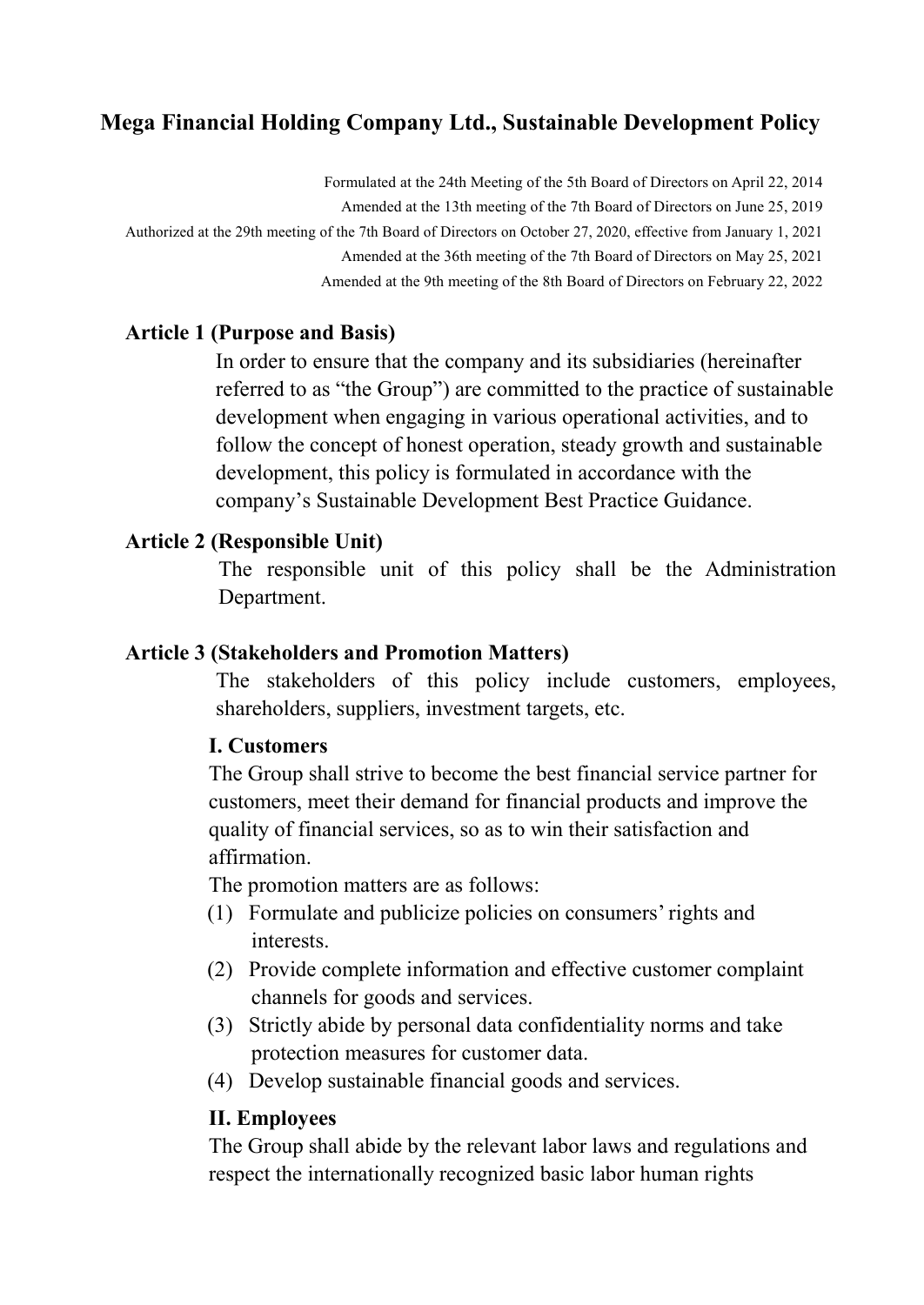# Mega Financial Holding Company Ltd., Sustainable Development Policy

Formulated at the 24th Meeting of the 5th Board of Directors on April 22, 2014
Amended at the 13th meeting of the 7th Board of Directors on June 25, 2019
Authorized at the 29th meeting of the 7th Board of Directors on October 27, 2020, effective from January 1, 2021
Amended at the 36th meeting of the 7th Board of Directors on May 25, 2021
Amended at the 9th meeting of the 8th Board of Directors on February 22, 2022

## Article 1 (Purpose and Basis)

In order to ensure that the company and its subsidiaries (hereinafter referred to as "the Group") are committed to the practice of sustainable development when engaging in various operational activities, and to follow the concept of honest operation, steady growth and sustainable development, this policy is formulated in accordance with the company's Sustainable Development Best Practice Guidance.

## Article 2 (Responsible Unit)

The responsible unit of this policy shall be the Administration Department.

## Article 3 (Stakeholders and Promotion Matters)

The stakeholders of this policy include customers, employees, shareholders, suppliers, investment targets, etc.

### I. Customers

The Group shall strive to become the best financial service partner for customers, meet their demand for financial products and improve the quality of financial services, so as to win their satisfaction and affirmation.

The promotion matters are as follows:

(1) Formulate and publicize policies on consumers' rights and interests.

(2) Provide complete information and effective customer complaint channels for goods and services.

(3) Strictly abide by personal data confidentiality norms and take protection measures for customer data.

(4) Develop sustainable financial goods and services.

### II. Employees

The Group shall abide by the relevant labor laws and regulations and respect the internationally recognized basic labor human rights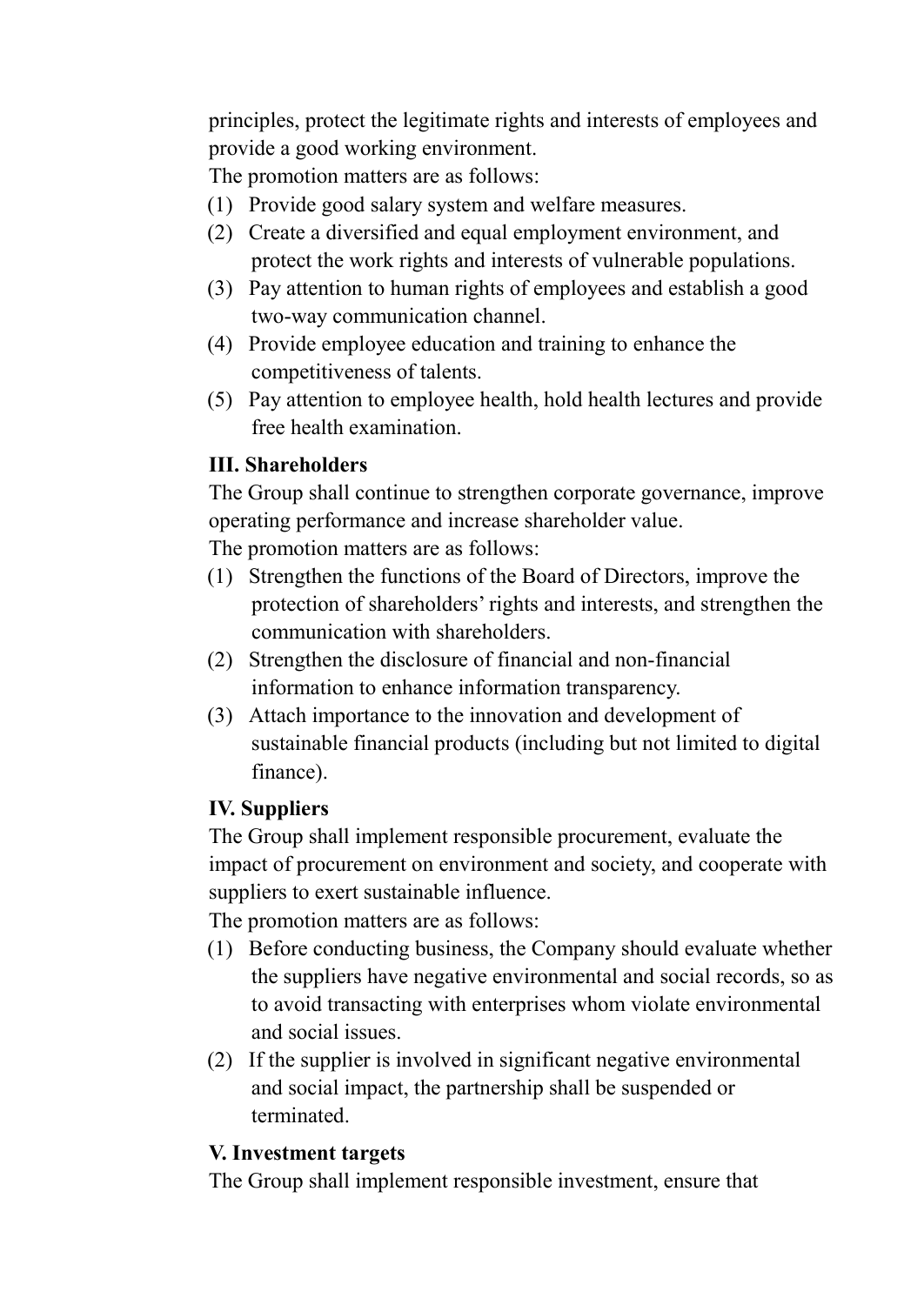principles, protect the legitimate rights and interests of employees and provide a good working environment.

The promotion matters are as follows:

(1) Provide good salary system and welfare measures.
(2) Create a diversified and equal employment environment, and protect the work rights and interests of vulnerable populations.
(3) Pay attention to human rights of employees and establish a good two-way communication channel.
(4) Provide employee education and training to enhance the competitiveness of talents.
(5) Pay attention to employee health, hold health lectures and provide free health examination.

**III. Shareholders**

The Group shall continue to strengthen corporate governance, improve operating performance and increase shareholder value.

The promotion matters are as follows:

(1) Strengthen the functions of the Board of Directors, improve the protection of shareholders' rights and interests, and strengthen the communication with shareholders.
(2) Strengthen the disclosure of financial and non-financial information to enhance information transparency.
(3) Attach importance to the innovation and development of sustainable financial products (including but not limited to digital finance).

**IV. Suppliers**

The Group shall implement responsible procurement, evaluate the impact of procurement on environment and society, and cooperate with suppliers to exert sustainable influence.

The promotion matters are as follows:

(1) Before conducting business, the Company should evaluate whether the suppliers have negative environmental and social records, so as to avoid transacting with enterprises whom violate environmental and social issues.
(2) If the supplier is involved in significant negative environmental and social impact, the partnership shall be suspended or terminated.

**V. Investment targets**

The Group shall implement responsible investment, ensure that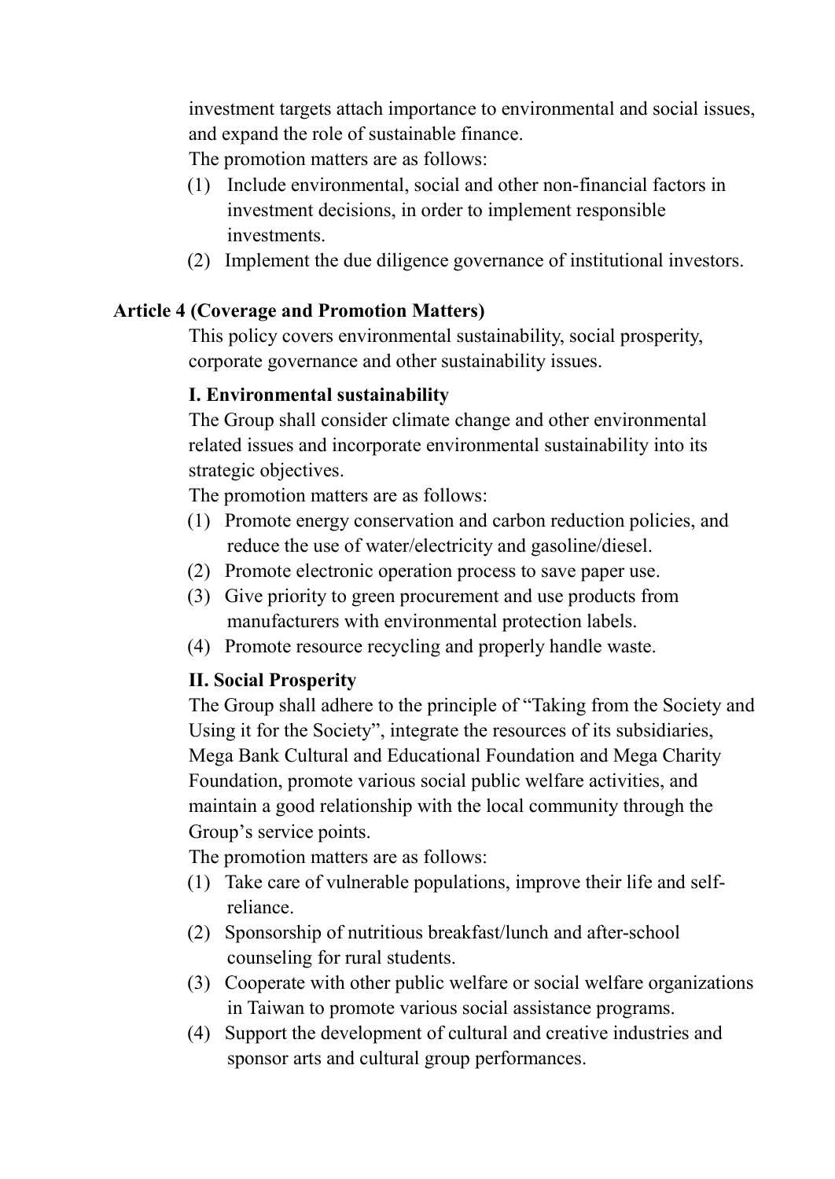investment targets attach importance to environmental and social issues, and expand the role of sustainable finance.

The promotion matters are as follows:

(1) Include environmental, social and other non-financial factors in investment decisions, in order to implement responsible investments.

(2) Implement the due diligence governance of institutional investors.

**Article 4 (Coverage and Promotion Matters)**

This policy covers environmental sustainability, social prosperity, corporate governance and other sustainability issues.

**I. Environmental sustainability**

The Group shall consider climate change and other environmental related issues and incorporate environmental sustainability into its strategic objectives.

The promotion matters are as follows:

(1) Promote energy conservation and carbon reduction policies, and reduce the use of water/electricity and gasoline/diesel.

(2) Promote electronic operation process to save paper use.

(3) Give priority to green procurement and use products from manufacturers with environmental protection labels.

(4) Promote resource recycling and properly handle waste.

**II. Social Prosperity**

The Group shall adhere to the principle of "Taking from the Society and Using it for the Society", integrate the resources of its subsidiaries, Mega Bank Cultural and Educational Foundation and Mega Charity Foundation, promote various social public welfare activities, and maintain a good relationship with the local community through the Group's service points.

The promotion matters are as follows:

(1) Take care of vulnerable populations, improve their life and self-reliance.

(2) Sponsorship of nutritious breakfast/lunch and after-school counseling for rural students.

(3) Cooperate with other public welfare or social welfare organizations in Taiwan to promote various social assistance programs.

(4) Support the development of cultural and creative industries and sponsor arts and cultural group performances.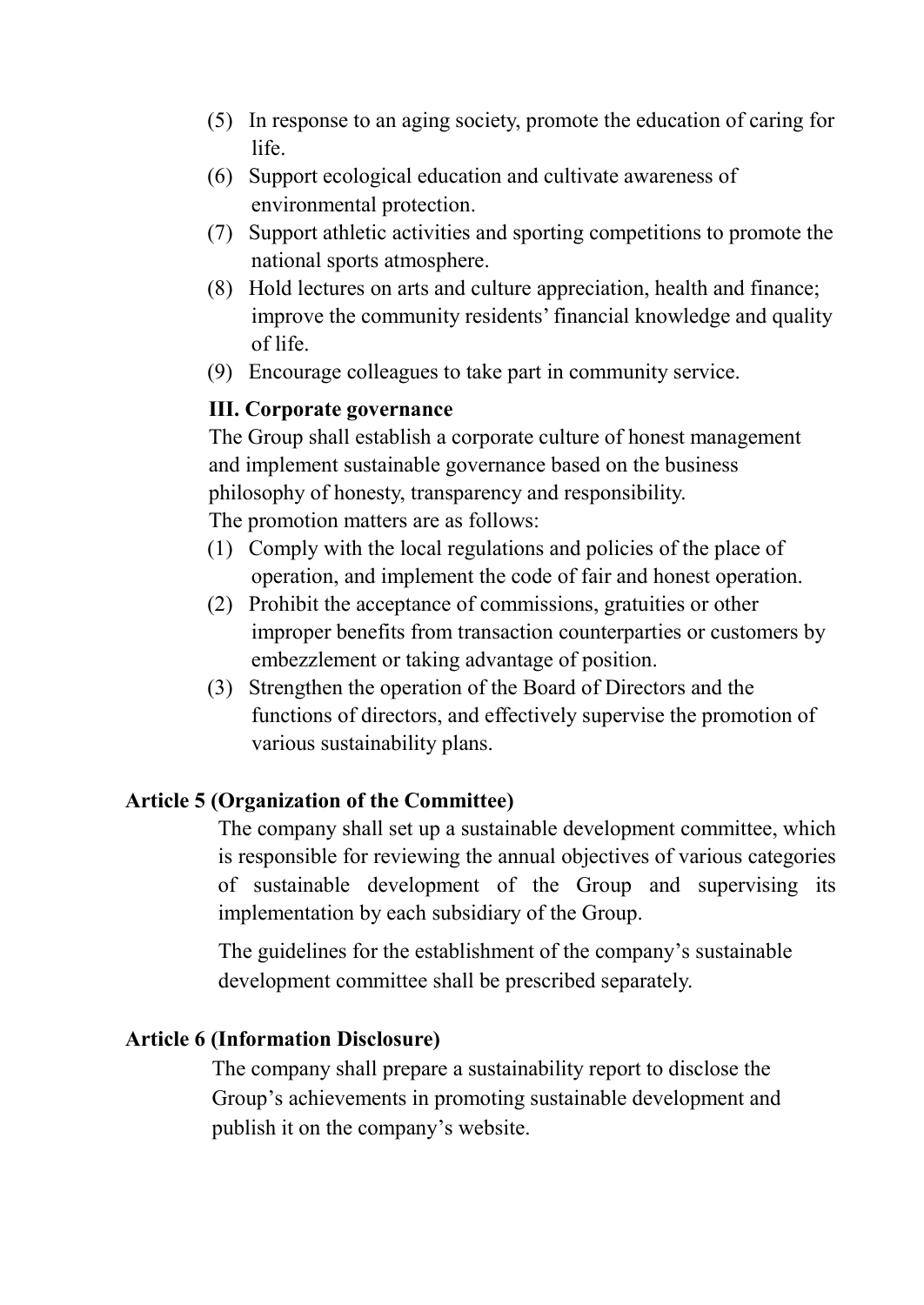(5) In response to an aging society, promote the education of caring for life.
(6) Support ecological education and cultivate awareness of environmental protection.
(7) Support athletic activities and sporting competitions to promote the national sports atmosphere.
(8) Hold lectures on arts and culture appreciation, health and finance; improve the community residents' financial knowledge and quality of life.
(9) Encourage colleagues to take part in community service.

**III. Corporate governance**

The Group shall establish a corporate culture of honest management and implement sustainable governance based on the business philosophy of honesty, transparency and responsibility.
The promotion matters are as follows:

(1) Comply with the local regulations and policies of the place of operation, and implement the code of fair and honest operation.
(2) Prohibit the acceptance of commissions, gratuities or other improper benefits from transaction counterparties or customers by embezzlement or taking advantage of position.
(3) Strengthen the operation of the Board of Directors and the functions of directors, and effectively supervise the promotion of various sustainability plans.

**Article 5 (Organization of the Committee)**

The company shall set up a sustainable development committee, which is responsible for reviewing the annual objectives of various categories of sustainable development of the Group and supervising its implementation by each subsidiary of the Group.

The guidelines for the establishment of the company's sustainable development committee shall be prescribed separately.

**Article 6 (Information Disclosure)**

The company shall prepare a sustainability report to disclose the Group's achievements in promoting sustainable development and publish it on the company's website.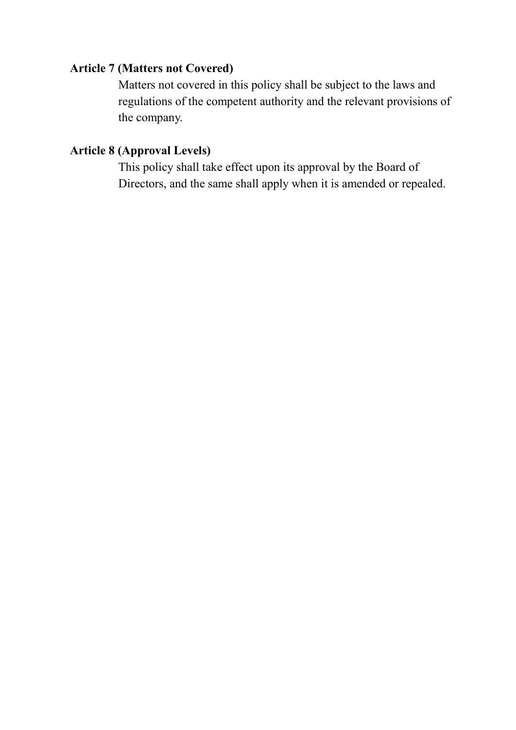**Article 7 (Matters not Covered)**

Matters not covered in this policy shall be subject to the laws and regulations of the competent authority and the relevant provisions of the company.

**Article 8 (Approval Levels)**

This policy shall take effect upon its approval by the Board of Directors, and the same shall apply when it is amended or repealed.